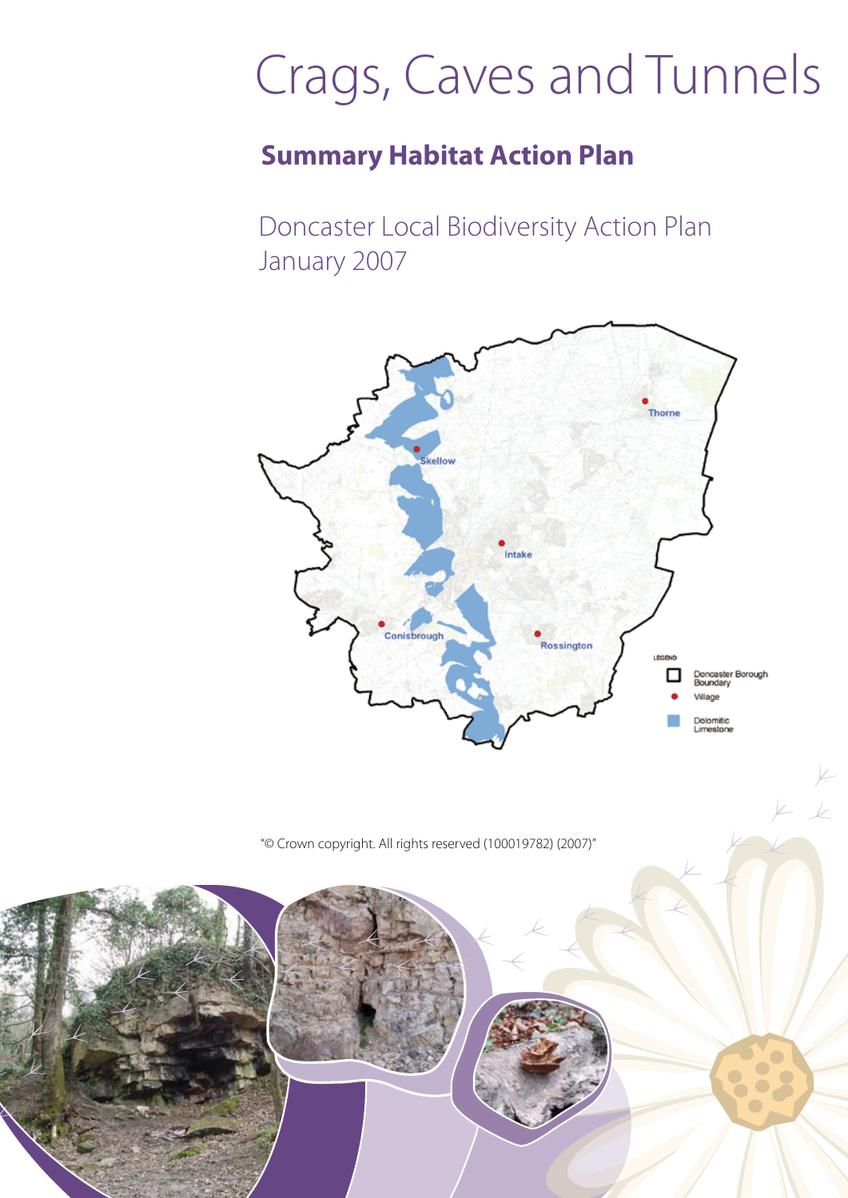# Crags, Caves and Tunnels

## Summary Habitat Action Plan

Doncaster Local Biodiversity Action Plan
January 2007

"© Crown copyright. All rights reserved (100019782) (2007)"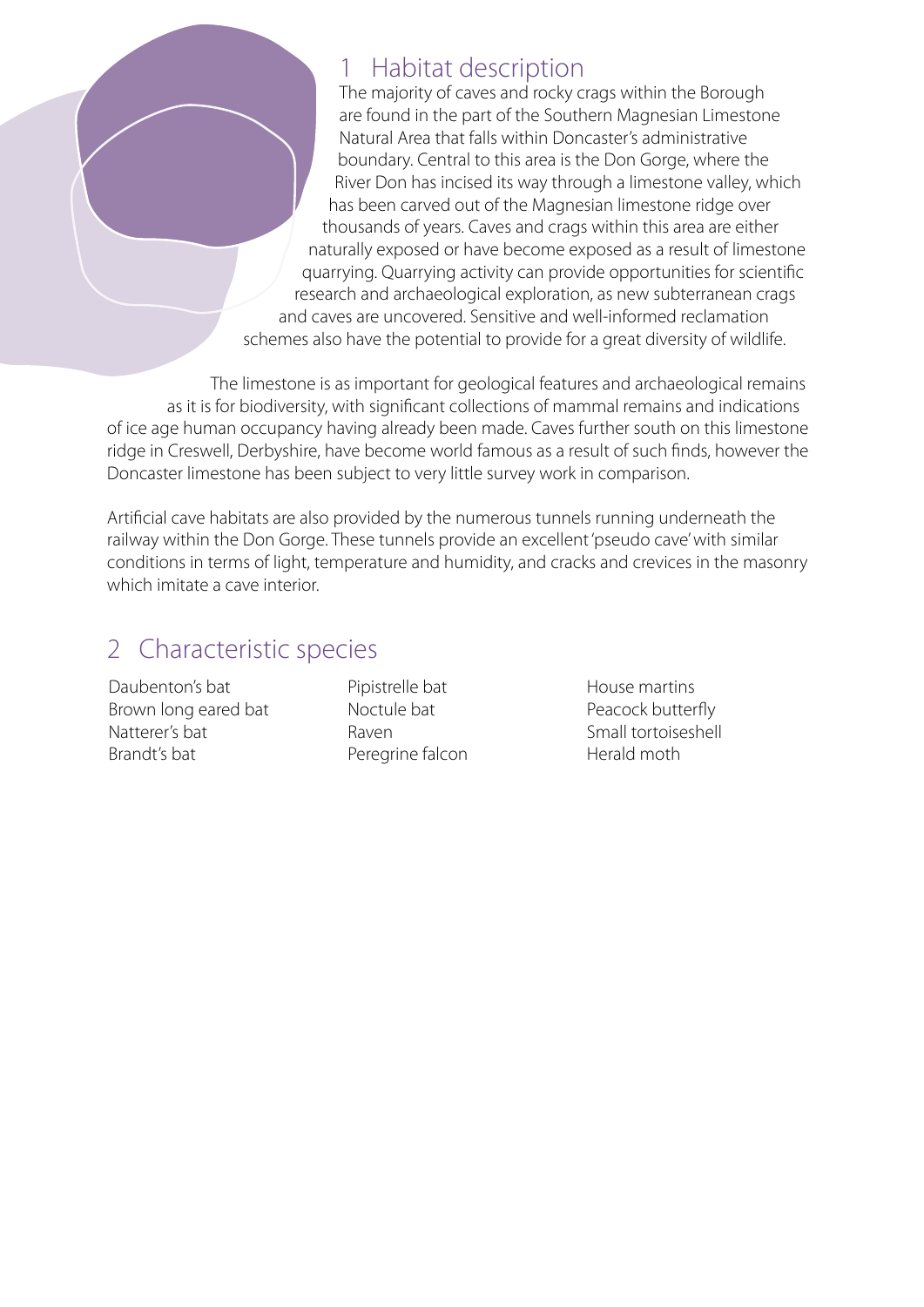## 1 Habitat description

The majority of caves and rocky crags within the Borough are found in the part of the Southern Magnesian Limestone Natural Area that falls within Doncaster's administrative boundary. Central to this area is the Don Gorge, where the River Don has incised its way through a limestone valley, which has been carved out of the Magnesian limestone ridge over thousands of years. Caves and crags within this area are either naturally exposed or have become exposed as a result of limestone quarrying. Quarrying activity can provide opportunities for scientific research and archaeological exploration, as new subterranean crags and caves are uncovered. Sensitive and well-informed reclamation schemes also have the potential to provide for a great diversity of wildlife.

The limestone is as important for geological features and archaeological remains as it is for biodiversity, with significant collections of mammal remains and indications of ice age human occupancy having already been made. Caves further south on this limestone ridge in Creswell, Derbyshire, have become world famous as a result of such finds, however the Doncaster limestone has been subject to very little survey work in comparison.

Artificial cave habitats are also provided by the numerous tunnels running underneath the railway within the Don Gorge. These tunnels provide an excellent 'pseudo cave' with similar conditions in terms of light, temperature and humidity, and cracks and crevices in the masonry which imitate a cave interior.

## 2 Characteristic species

- Daubenton's bat
- Brown long eared bat
- Natterer's bat
- Brandt's bat
- Pipistrelle bat
- Noctule bat
- Raven
- Peregrine falcon
- House martins
- Peacock butterfly
- Small tortoiseshell
- Herald moth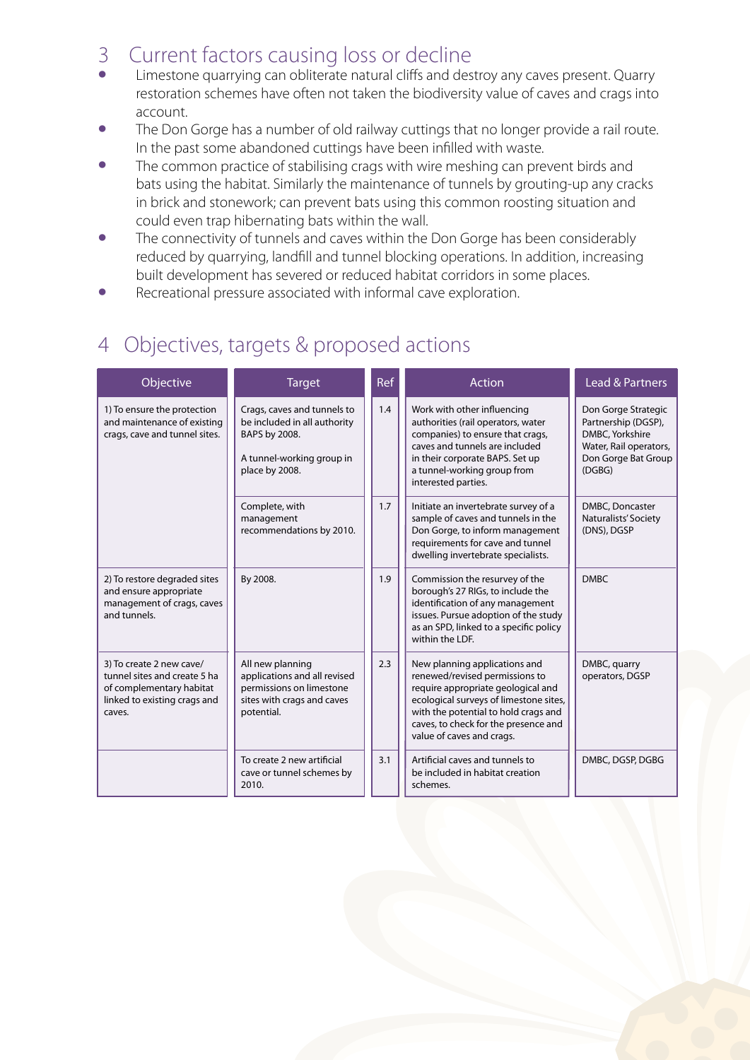## 3 Current factors causing loss or decline

- Limestone quarrying can obliterate natural cliffs and destroy any caves present. Quarry restoration schemes have often not taken the biodiversity value of caves and crags into account.
- The Don Gorge has a number of old railway cuttings that no longer provide a rail route. In the past some abandoned cuttings have been infilled with waste.
- The common practice of stabilising crags with wire meshing can prevent birds and bats using the habitat. Similarly the maintenance of tunnels by grouting-up any cracks in brick and stonework; can prevent bats using this common roosting situation and could even trap hibernating bats within the wall.
- The connectivity of tunnels and caves within the Don Gorge has been considerably reduced by quarrying, landfill and tunnel blocking operations. In addition, increasing built development has severed or reduced habitat corridors in some places.
- Recreational pressure associated with informal cave exploration.

## 4 Objectives, targets & proposed actions

| Objective | Target | Ref | Action | Lead & Partners |
|---|---|---|---|---|
| 1) To ensure the protection and maintenance of existing crags, cave and tunnel sites. | Crags, caves and tunnels to be included in all authority BAPS by 2008.<br><br>A tunnel-working group in place by 2008. | 1.4 | Work with other influencing authorities (rail operators, water companies) to ensure that crags, caves and tunnels are included in their corporate BAPS. Set up a tunnel-working group from interested parties. | Don Gorge Strategic Partnership (DGSP), DMBC, Yorkshire Water, Rail operators, Don Gorge Bat Group (DGBG) |
| | Complete, with management recommendations by 2010. | 1.7 | Initiate an invertebrate survey of a sample of caves and tunnels in the Don Gorge, to inform management requirements for cave and tunnel dwelling invertebrate specialists. | DMBC, Doncaster Naturalists' Society (DNS), DGSP |
| 2) To restore degraded sites and ensure appropriate management of crags, caves and tunnels. | By 2008. | 1.9 | Commission the resurvey of the borough's 27 RIGs, to include the identification of any management issues. Pursue adoption of the study as an SPD, linked to a specific policy within the LDF. | DMBC |
| 3) To create 2 new cave/ tunnel sites and create 5 ha of complementary habitat linked to existing crags and caves. | All new planning applications and all revised permissions on limestone sites with crags and caves potential. | 2.3 | New planning applications and renewed/revised permissions to require appropriate geological and ecological surveys of limestone sites, with the potential to hold crags and caves, to check for the presence and value of caves and crags. | DMBC, quarry operators, DGSP |
| | To create 2 new artificial cave or tunnel schemes by 2010. | 3.1 | Artificial caves and tunnels to be included in habitat creation schemes. | DMBC, DGSP, DGBG |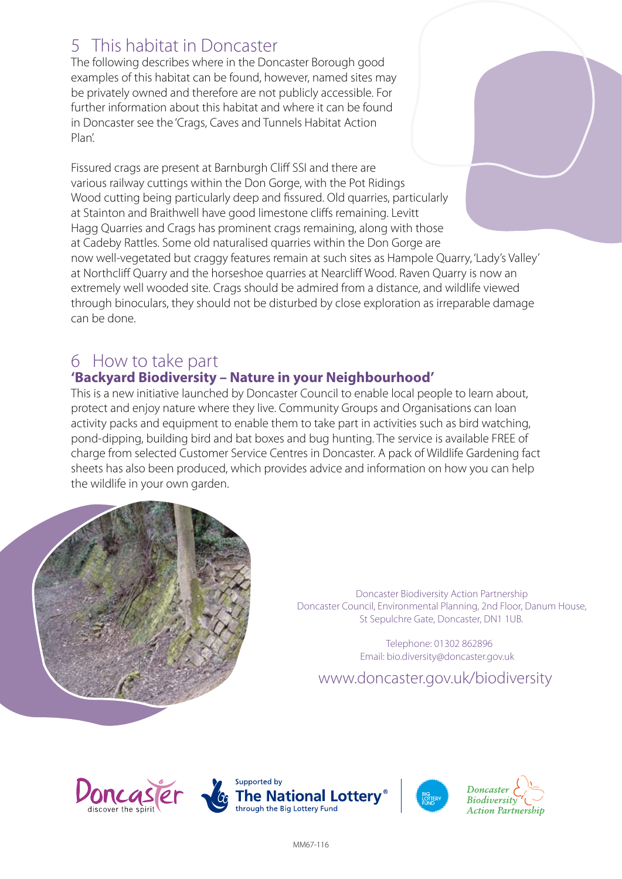## 5 This habitat in Doncaster

The following describes where in the Doncaster Borough good examples of this habitat can be found, however, named sites may be privately owned and therefore are not publicly accessible. For further information about this habitat and where it can be found in Doncaster see the 'Crags, Caves and Tunnels Habitat Action Plan'.

Fissured crags are present at Barnburgh Cliff SSI and there are various railway cuttings within the Don Gorge, with the Pot Ridings Wood cutting being particularly deep and fissured. Old quarries, particularly at Stainton and Braithwell have good limestone cliffs remaining. Levitt Hagg Quarries and Crags has prominent crags remaining, along with those at Cadeby Rattles. Some old naturalised quarries within the Don Gorge are now well-vegetated but craggy features remain at such sites as Hampole Quarry, 'Lady's Valley' at Northcliff Quarry and the horseshoe quarries at Nearcliff Wood. Raven Quarry is now an extremely well wooded site. Crags should be admired from a distance, and wildlife viewed through binoculars, they should not be disturbed by close exploration as irreparable damage can be done.

## 6 How to take part

**'Backyard Biodiversity – Nature in your Neighbourhood'**

This is a new initiative launched by Doncaster Council to enable local people to learn about, protect and enjoy nature where they live. Community Groups and Organisations can loan activity packs and equipment to enable them to take part in activities such as bird watching, pond-dipping, building bird and bat boxes and bug hunting. The service is available FREE of charge from selected Customer Service Centres in Doncaster. A pack of Wildlife Gardening fact sheets has also been produced, which provides advice and information on how you can help the wildlife in your own garden.

Doncaster Biodiversity Action Partnership
Doncaster Council, Environmental Planning, 2nd Floor, Danum House, St Sepulchre Gate, Doncaster, DN1 1UB.

Telephone: 01302 862896
Email: bio.diversity@doncaster.gov.uk

www.doncaster.gov.uk/biodiversity

Doncaster discover the spirit

Supported by The National Lottery® through the Big Lottery Fund

Big Lottery Fund

Doncaster Biodiversity Action Partnership

MM67-116